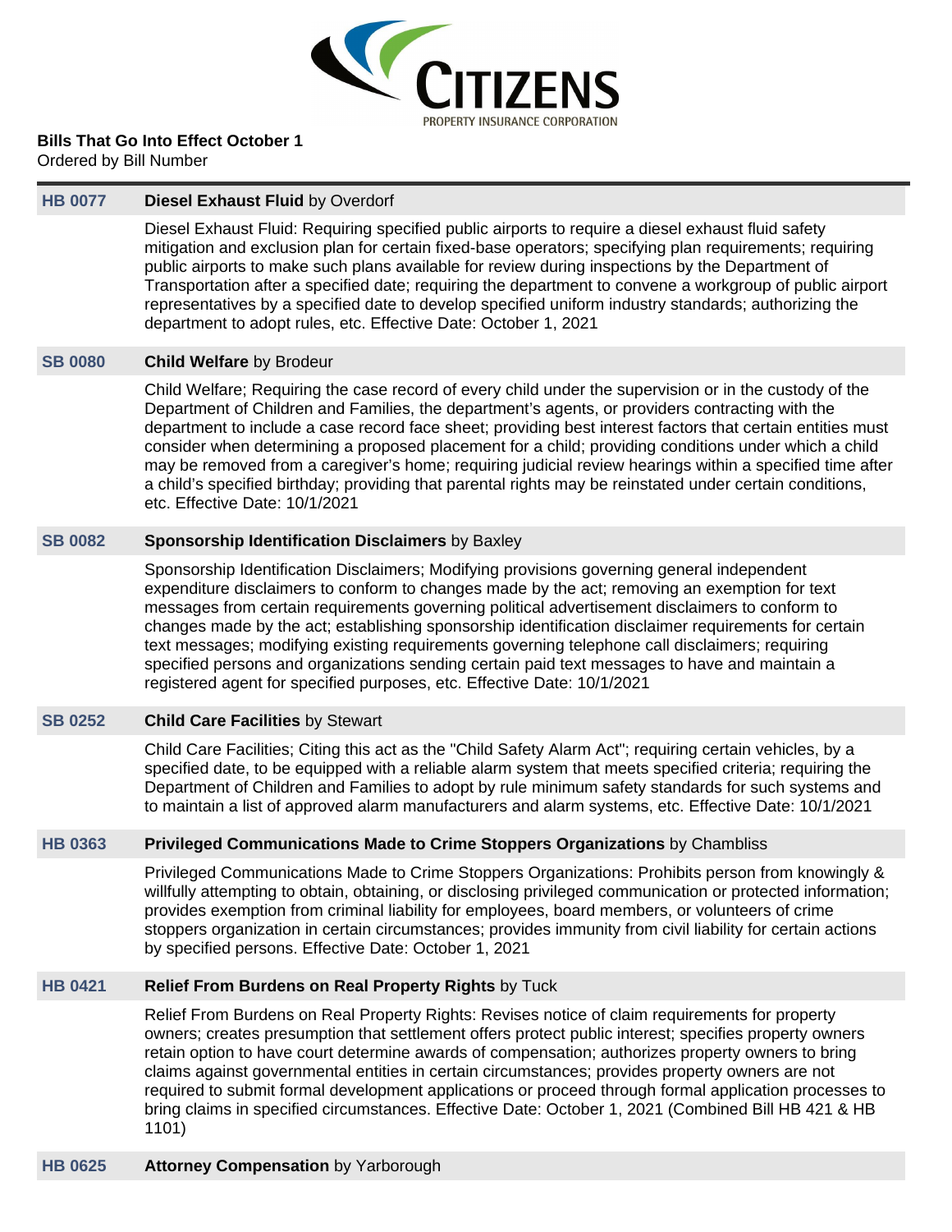CITIZENS
PROPERTY INSURANCE CORPORATION

**Bills That Go Into Effect October 1**
Ordered by Bill Number

---

**HB 0077** **Diesel Exhaust Fluid** by Overdorf

Diesel Exhaust Fluid: Requiring specified public airports to require a diesel exhaust fluid safety mitigation and exclusion plan for certain fixed-base operators; specifying plan requirements; requiring public airports to make such plans available for review during inspections by the Department of Transportation after a specified date; requiring the department to convene a workgroup of public airport representatives by a specified date to develop specified uniform industry standards; authorizing the department to adopt rules, etc. Effective Date: October 1, 2021

**SB 0080** **Child Welfare** by Brodeur

Child Welfare; Requiring the case record of every child under the supervision or in the custody of the Department of Children and Families, the department's agents, or providers contracting with the department to include a case record face sheet; providing best interest factors that certain entities must consider when determining a proposed placement for a child; providing conditions under which a child may be removed from a caregiver's home; requiring judicial review hearings within a specified time after a child's specified birthday; providing that parental rights may be reinstated under certain conditions, etc. Effective Date: 10/1/2021

**SB 0082** **Sponsorship Identification Disclaimers** by Baxley

Sponsorship Identification Disclaimers; Modifying provisions governing general independent expenditure disclaimers to conform to changes made by the act; removing an exemption for text messages from certain requirements governing political advertisement disclaimers to conform to changes made by the act; establishing sponsorship identification disclaimer requirements for certain text messages; modifying existing requirements governing telephone call disclaimers; requiring specified persons and organizations sending certain paid text messages to have and maintain a registered agent for specified purposes, etc. Effective Date: 10/1/2021

**SB 0252** **Child Care Facilities** by Stewart

Child Care Facilities; Citing this act as the "Child Safety Alarm Act"; requiring certain vehicles, by a specified date, to be equipped with a reliable alarm system that meets specified criteria; requiring the Department of Children and Families to adopt by rule minimum safety standards for such systems and to maintain a list of approved alarm manufacturers and alarm systems, etc. Effective Date: 10/1/2021

**HB 0363** **Privileged Communications Made to Crime Stoppers Organizations** by Chambliss

Privileged Communications Made to Crime Stoppers Organizations: Prohibits person from knowingly & willfully attempting to obtain, obtaining, or disclosing privileged communication or protected information; provides exemption from criminal liability for employees, board members, or volunteers of crime stoppers organization in certain circumstances; provides immunity from civil liability for certain actions by specified persons. Effective Date: October 1, 2021

**HB 0421** **Relief From Burdens on Real Property Rights** by Tuck

Relief From Burdens on Real Property Rights: Revises notice of claim requirements for property owners; creates presumption that settlement offers protect public interest; specifies property owners retain option to have court determine awards of compensation; authorizes property owners to bring claims against governmental entities in certain circumstances; provides property owners are not required to submit formal development applications or proceed through formal application processes to bring claims in specified circumstances. Effective Date: October 1, 2021 (Combined Bill HB 421 & HB 1101)

**HB 0625** **Attorney Compensation** by Yarborough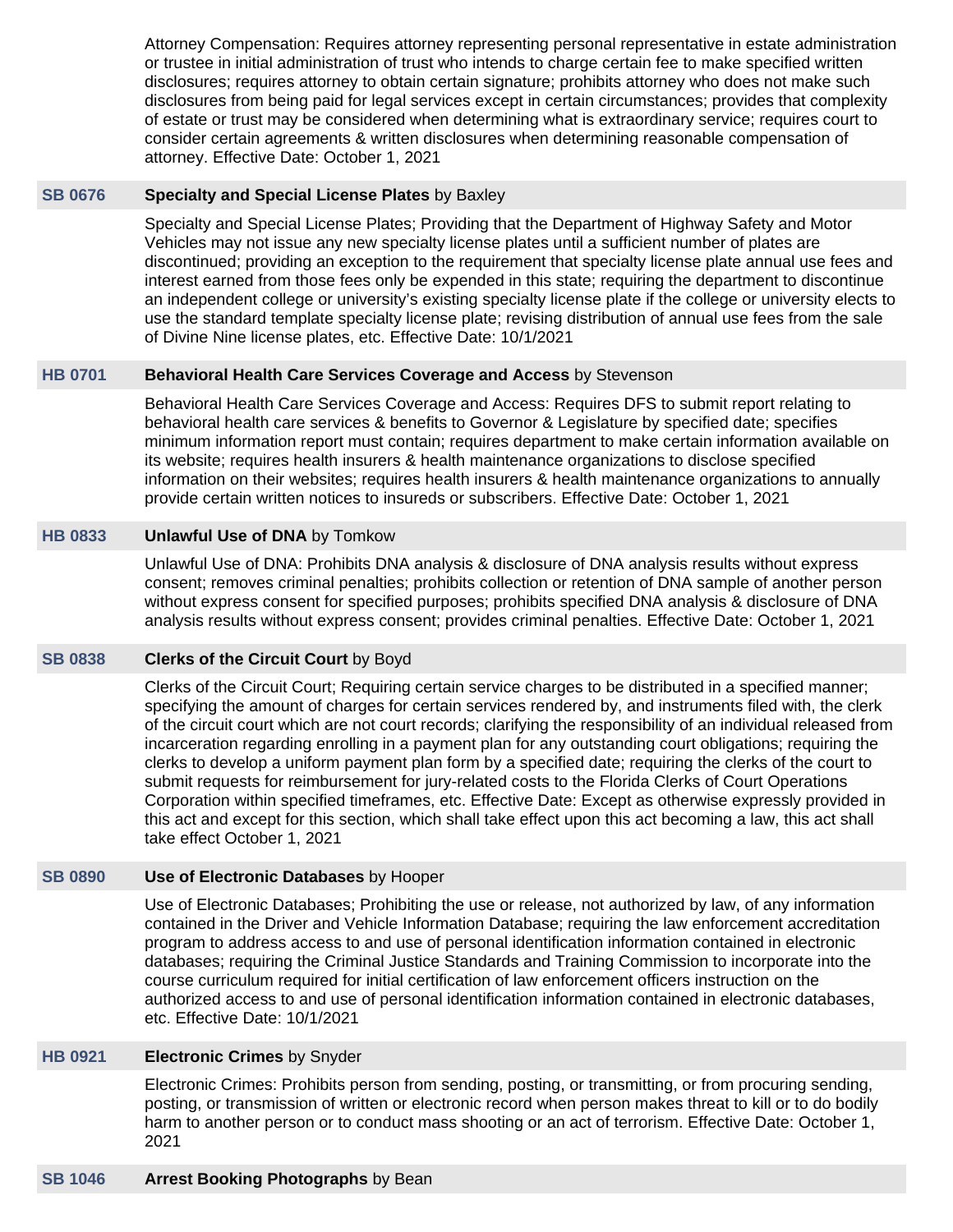Attorney Compensation: Requires attorney representing personal representative in estate administration or trustee in initial administration of trust who intends to charge certain fee to make specified written disclosures; requires attorney to obtain certain signature; prohibits attorney who does not make such disclosures from being paid for legal services except in certain circumstances; provides that complexity of estate or trust may be considered when determining what is extraordinary service; requires court to consider certain agreements & written disclosures when determining reasonable compensation of attorney. Effective Date: October 1, 2021

**SB 0676** **Specialty and Special License Plates** by Baxley

Specialty and Special License Plates; Providing that the Department of Highway Safety and Motor Vehicles may not issue any new specialty license plates until a sufficient number of plates are discontinued; providing an exception to the requirement that specialty license plate annual use fees and interest earned from those fees only be expended in this state; requiring the department to discontinue an independent college or university's existing specialty license plate if the college or university elects to use the standard template specialty license plate; revising distribution of annual use fees from the sale of Divine Nine license plates, etc. Effective Date: 10/1/2021

**HB 0701** **Behavioral Health Care Services Coverage and Access** by Stevenson

Behavioral Health Care Services Coverage and Access: Requires DFS to submit report relating to behavioral health care services & benefits to Governor & Legislature by specified date; specifies minimum information report must contain; requires department to make certain information available on its website; requires health insurers & health maintenance organizations to disclose specified information on their websites; requires health insurers & health maintenance organizations to annually provide certain written notices to insureds or subscribers. Effective Date: October 1, 2021

**HB 0833** **Unlawful Use of DNA** by Tomkow

Unlawful Use of DNA: Prohibits DNA analysis & disclosure of DNA analysis results without express consent; removes criminal penalties; prohibits collection or retention of DNA sample of another person without express consent for specified purposes; prohibits specified DNA analysis & disclosure of DNA analysis results without express consent; provides criminal penalties. Effective Date: October 1, 2021

**SB 0838** **Clerks of the Circuit Court** by Boyd

Clerks of the Circuit Court; Requiring certain service charges to be distributed in a specified manner; specifying the amount of charges for certain services rendered by, and instruments filed with, the clerk of the circuit court which are not court records; clarifying the responsibility of an individual released from incarceration regarding enrolling in a payment plan for any outstanding court obligations; requiring the clerks to develop a uniform payment plan form by a specified date; requiring the clerks of the court to submit requests for reimbursement for jury-related costs to the Florida Clerks of Court Operations Corporation within specified timeframes, etc. Effective Date: Except as otherwise expressly provided in this act and except for this section, which shall take effect upon this act becoming a law, this act shall take effect October 1, 2021

**SB 0890** **Use of Electronic Databases** by Hooper

Use of Electronic Databases; Prohibiting the use or release, not authorized by law, of any information contained in the Driver and Vehicle Information Database; requiring the law enforcement accreditation program to address access to and use of personal identification information contained in electronic databases; requiring the Criminal Justice Standards and Training Commission to incorporate into the course curriculum required for initial certification of law enforcement officers instruction on the authorized access to and use of personal identification information contained in electronic databases, etc. Effective Date: 10/1/2021

**HB 0921** **Electronic Crimes** by Snyder

Electronic Crimes: Prohibits person from sending, posting, or transmitting, or from procuring sending, posting, or transmission of written or electronic record when person makes threat to kill or to do bodily harm to another person or to conduct mass shooting or an act of terrorism. Effective Date: October 1, 2021

**SB 1046** **Arrest Booking Photographs** by Bean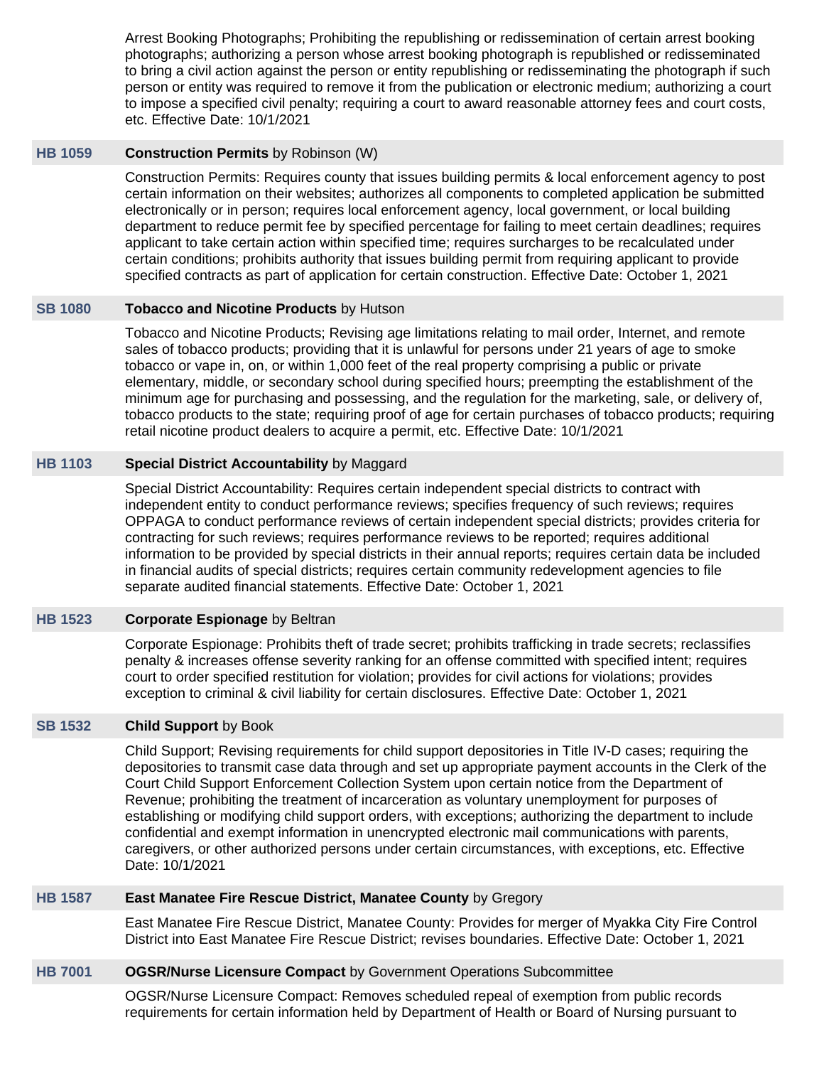Arrest Booking Photographs; Prohibiting the republishing or redissemination of certain arrest booking photographs; authorizing a person whose arrest booking photograph is republished or redisseminated to bring a civil action against the person or entity republishing or redisseminating the photograph if such person or entity was required to remove it from the publication or electronic medium; authorizing a court to impose a specified civil penalty; requiring a court to award reasonable attorney fees and court costs, etc. Effective Date: 10/1/2021

**HB 1059** **Construction Permits** by Robinson (W)

Construction Permits: Requires county that issues building permits & local enforcement agency to post certain information on their websites; authorizes all components to completed application be submitted electronically or in person; requires local enforcement agency, local government, or local building department to reduce permit fee by specified percentage for failing to meet certain deadlines; requires applicant to take certain action within specified time; requires surcharges to be recalculated under certain conditions; prohibits authority that issues building permit from requiring applicant to provide specified contracts as part of application for certain construction. Effective Date: October 1, 2021

**SB 1080** **Tobacco and Nicotine Products** by Hutson

Tobacco and Nicotine Products; Revising age limitations relating to mail order, Internet, and remote sales of tobacco products; providing that it is unlawful for persons under 21 years of age to smoke tobacco or vape in, on, or within 1,000 feet of the real property comprising a public or private elementary, middle, or secondary school during specified hours; preempting the establishment of the minimum age for purchasing and possessing, and the regulation for the marketing, sale, or delivery of, tobacco products to the state; requiring proof of age for certain purchases of tobacco products; requiring retail nicotine product dealers to acquire a permit, etc. Effective Date: 10/1/2021

**HB 1103** **Special District Accountability** by Maggard

Special District Accountability: Requires certain independent special districts to contract with independent entity to conduct performance reviews; specifies frequency of such reviews; requires OPPAGA to conduct performance reviews of certain independent special districts; provides criteria for contracting for such reviews; requires performance reviews to be reported; requires additional information to be provided by special districts in their annual reports; requires certain data be included in financial audits of special districts; requires certain community redevelopment agencies to file separate audited financial statements. Effective Date: October 1, 2021

**HB 1523** **Corporate Espionage** by Beltran

Corporate Espionage: Prohibits theft of trade secret; prohibits trafficking in trade secrets; reclassifies penalty & increases offense severity ranking for an offense committed with specified intent; requires court to order specified restitution for violation; provides for civil actions for violations; provides exception to criminal & civil liability for certain disclosures. Effective Date: October 1, 2021

**SB 1532** **Child Support** by Book

Child Support; Revising requirements for child support depositories in Title IV-D cases; requiring the depositories to transmit case data through and set up appropriate payment accounts in the Clerk of the Court Child Support Enforcement Collection System upon certain notice from the Department of Revenue; prohibiting the treatment of incarceration as voluntary unemployment for purposes of establishing or modifying child support orders, with exceptions; authorizing the department to include confidential and exempt information in unencrypted electronic mail communications with parents, caregivers, or other authorized persons under certain circumstances, with exceptions, etc. Effective Date: 10/1/2021

**HB 1587** **East Manatee Fire Rescue District, Manatee County** by Gregory

East Manatee Fire Rescue District, Manatee County: Provides for merger of Myakka City Fire Control District into East Manatee Fire Rescue District; revises boundaries. Effective Date: October 1, 2021

**HB 7001** **OGSR/Nurse Licensure Compact** by Government Operations Subcommittee

OGSR/Nurse Licensure Compact: Removes scheduled repeal of exemption from public records requirements for certain information held by Department of Health or Board of Nursing pursuant to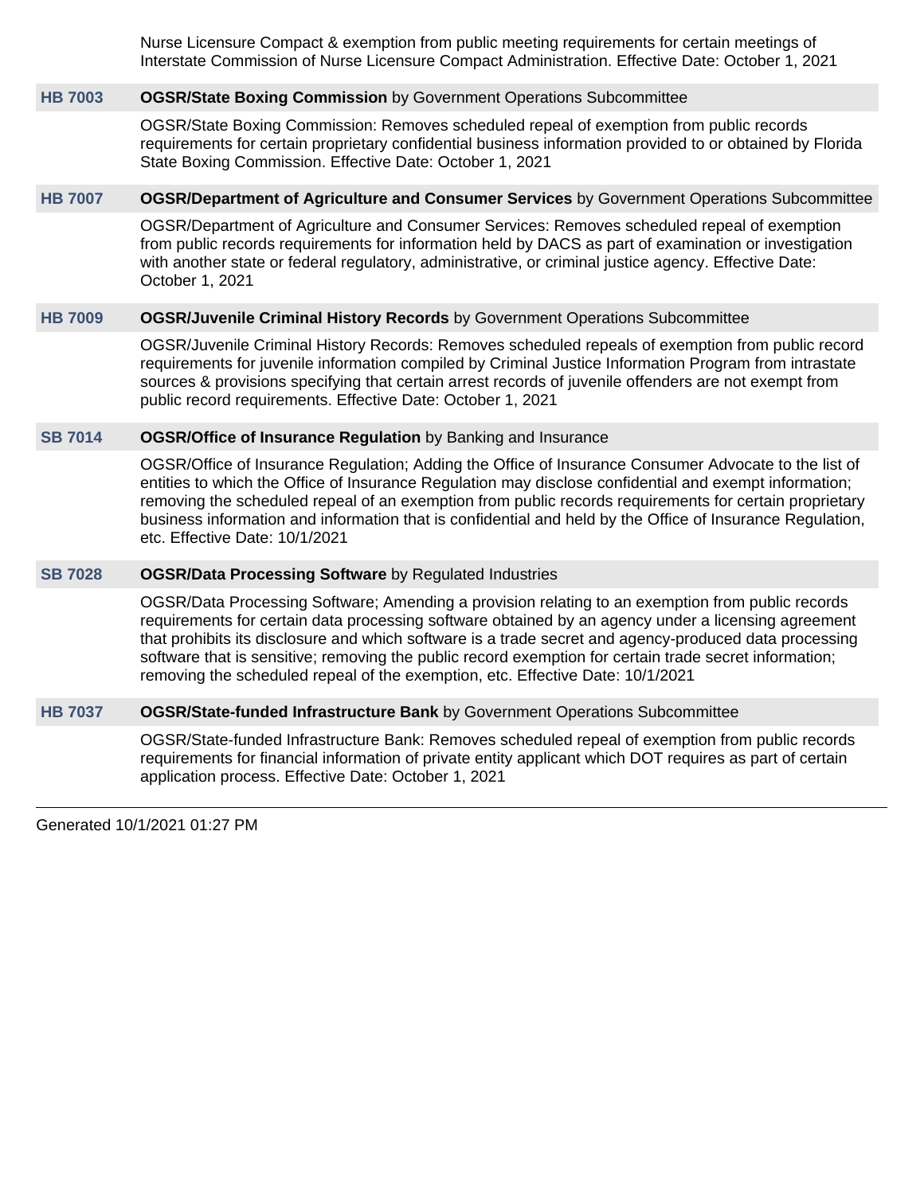Nurse Licensure Compact & exemption from public meeting requirements for certain meetings of Interstate Commission of Nurse Licensure Compact Administration. Effective Date: October 1, 2021

**HB 7003** **OGSR/State Boxing Commission** by Government Operations Subcommittee

OGSR/State Boxing Commission: Removes scheduled repeal of exemption from public records requirements for certain proprietary confidential business information provided to or obtained by Florida State Boxing Commission. Effective Date: October 1, 2021

**HB 7007** **OGSR/Department of Agriculture and Consumer Services** by Government Operations Subcommittee

OGSR/Department of Agriculture and Consumer Services: Removes scheduled repeal of exemption from public records requirements for information held by DACS as part of examination or investigation with another state or federal regulatory, administrative, or criminal justice agency. Effective Date: October 1, 2021

**HB 7009** **OGSR/Juvenile Criminal History Records** by Government Operations Subcommittee

OGSR/Juvenile Criminal History Records: Removes scheduled repeals of exemption from public record requirements for juvenile information compiled by Criminal Justice Information Program from intrastate sources & provisions specifying that certain arrest records of juvenile offenders are not exempt from public record requirements. Effective Date: October 1, 2021

**SB 7014** **OGSR/Office of Insurance Regulation** by Banking and Insurance

OGSR/Office of Insurance Regulation; Adding the Office of Insurance Consumer Advocate to the list of entities to which the Office of Insurance Regulation may disclose confidential and exempt information; removing the scheduled repeal of an exemption from public records requirements for certain proprietary business information and information that is confidential and held by the Office of Insurance Regulation, etc. Effective Date: 10/1/2021

**SB 7028** **OGSR/Data Processing Software** by Regulated Industries

OGSR/Data Processing Software; Amending a provision relating to an exemption from public records requirements for certain data processing software obtained by an agency under a licensing agreement that prohibits its disclosure and which software is a trade secret and agency-produced data processing software that is sensitive; removing the public record exemption for certain trade secret information; removing the scheduled repeal of the exemption, etc. Effective Date: 10/1/2021

**HB 7037** **OGSR/State-funded Infrastructure Bank** by Government Operations Subcommittee

OGSR/State-funded Infrastructure Bank: Removes scheduled repeal of exemption from public records requirements for financial information of private entity applicant which DOT requires as part of certain application process. Effective Date: October 1, 2021